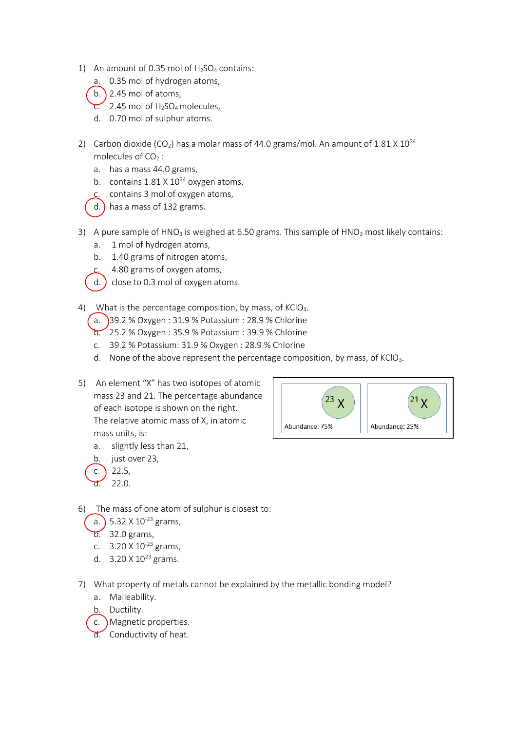1) An amount of 0.35 mol of $H_2SO_4$ contains:
   a. 0.35 mol of hydrogen atoms,
   b. 2.45 mol of atoms,
   c. 2.45 mol of $H_2SO_4$ molecules,
   d. 0.70 mol of sulphur atoms.

2) Carbon dioxide ($CO_2$) has a molar mass of 44.0 grams/mol. An amount of 1.81 X $10^{24}$ molecules of $CO_2$ :
   a. has a mass 44.0 grams,
   b. contains 1.81 X $10^{24}$ oxygen atoms,
   c. contains 3 mol of oxygen atoms,
   d. has a mass of 132 grams.

3) A pure sample of $HNO_3$ is weighed at 6.50 grams. This sample of $HNO_3$ most likely contains:
   a. 1 mol of hydrogen atoms,
   b. 1.40 grams of nitrogen atoms,
   c. 4.80 grams of oxygen atoms,
   d. close to 0.3 mol of oxygen atoms.

4) What is the percentage composition, by mass, of $KClO_3$.
   a. 39.2 % Oxygen : 31.9 % Potassium : 28.9 % Chlorine
   b. 25.2 % Oxygen : 35.9 % Potassium : 39.9 % Chlorine
   c. 39.2 % Potassium: 31.9 % Oxygen : 28.9 % Chlorine
   d. None of the above represent the percentage composition, by mass, of $KClO_3$.

5) An element "X" has two isotopes of atomic mass 23 and 21. The percentage abundance of each isotope is shown on the right. The relative atomic mass of X, in atomic mass units, is:

| $^{23}X$ | $^{21}X$ |
|---|---|
| Abundance: 75% | Abundance: 25% |

   a. slightly less than 21,
   b. just over 23,
   c. 22.5,
   d. 22.0.

6) The mass of one atom of sulphur is closest to:
   a. 5.32 X $10^{-23}$ grams,
   b. 32.0 grams,
   c. 3.20 X $10^{-23}$ grams,
   d. 3.20 X $10^{23}$ grams.

7) What property of metals cannot be explained by the metallic bonding model?
   a. Malleability.
   b. Ductility.
   c. Magnetic properties.
   d. Conductivity of heat.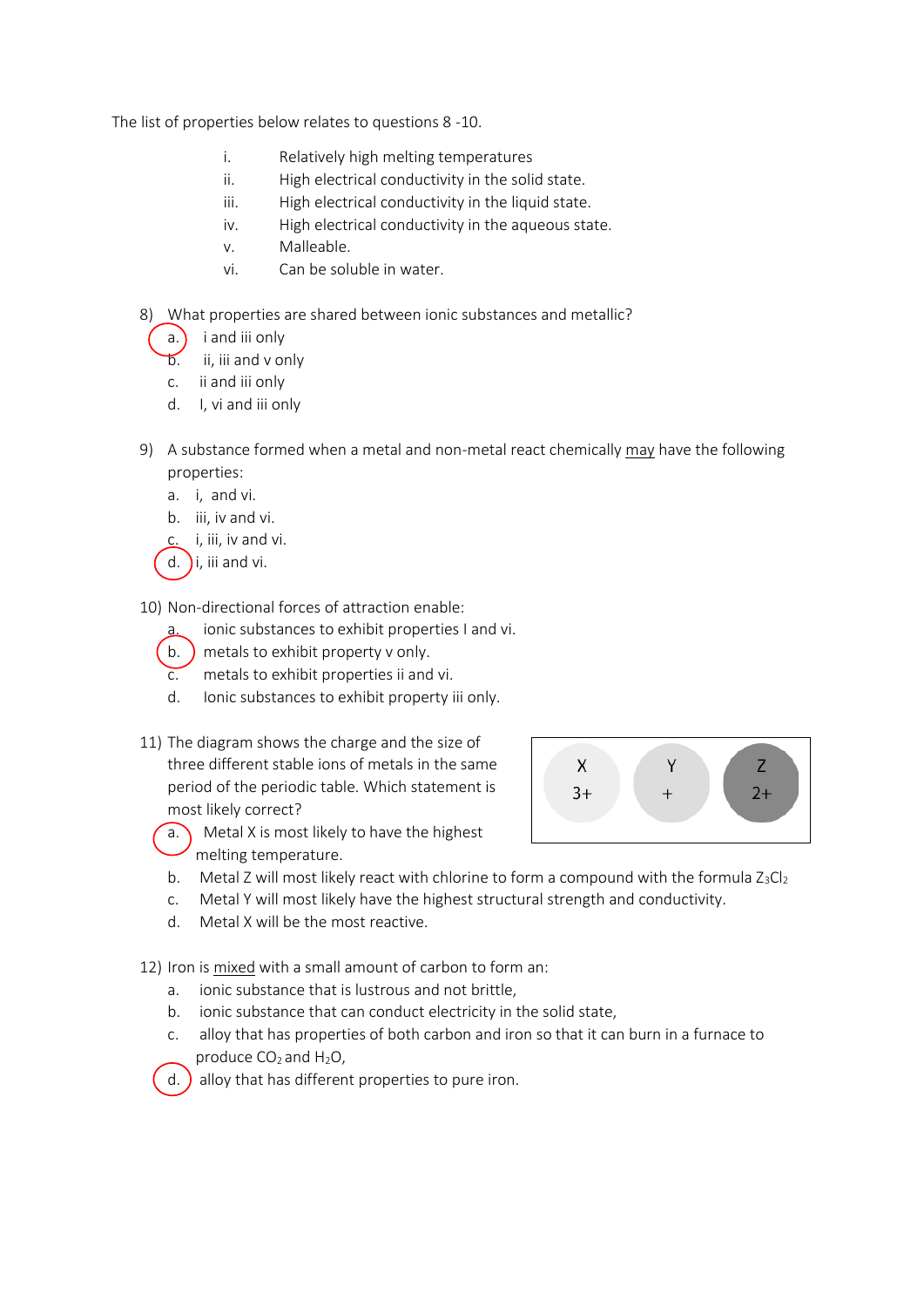The list of properties below relates to questions 8 -10.

i. Relatively high melting temperatures
ii. High electrical conductivity in the solid state.
iii. High electrical conductivity in the liquid state.
iv. High electrical conductivity in the aqueous state.
v. Malleable.
vi. Can be soluble in water.

8) What properties are shared between ionic substances and metallic?
   a. i and iii only
   b. ii, iii and v only
   c. ii and iii only
   d. I, vi and iii only

9) A substance formed when a metal and non-metal react chemically may have the following properties:
   a. i, and vi.
   b. iii, iv and vi.
   c. i, iii, iv and vi.
   d. i, iii and vi.

10) Non-directional forces of attraction enable:
   a. ionic substances to exhibit properties I and vi.
   b. metals to exhibit property v only.
   c. metals to exhibit properties ii and vi.
   d. Ionic substances to exhibit property iii only.

11) The diagram shows the charge and the size of three different stable ions of metals in the same period of the periodic table. Which statement is most likely correct?

| X | Y | Z |
|---|---|---|
| 3+ | + | 2+ |

   a. Metal X is most likely to have the highest melting temperature.
   b. Metal Z will most likely react with chlorine to form a compound with the formula $Z_3Cl_2$
   c. Metal Y will most likely have the highest structural strength and conductivity.
   d. Metal X will be the most reactive.

12) Iron is mixed with a small amount of carbon to form an:
   a. ionic substance that is lustrous and not brittle,
   b. ionic substance that can conduct electricity in the solid state,
   c. alloy that has properties of both carbon and iron so that it can burn in a furnace to produce $CO_2$ and $H_2O$,
   d. alloy that has different properties to pure iron.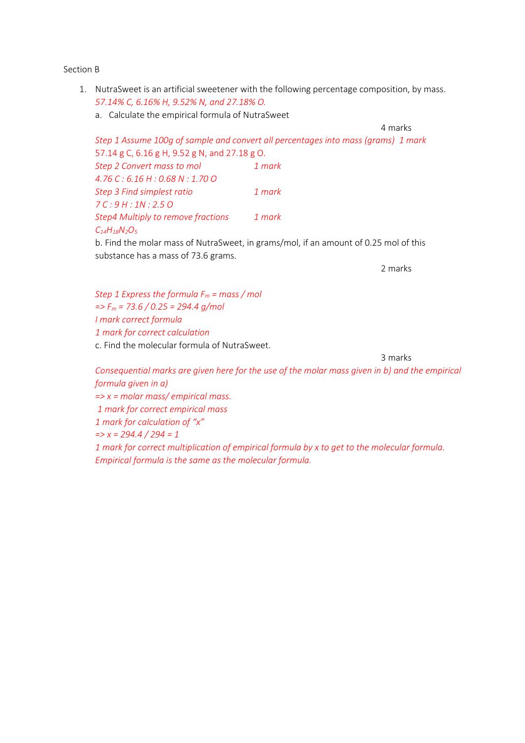Section B

1. NutraSweet is an artificial sweetener with the following percentage composition, by mass. *57.14% C, 6.16% H, 9.52% N, and 27.18% O.*

   a. Calculate the empirical formula of NutraSweet

   4 marks

   *Step 1 Assume 100g of sample and convert all percentages into mass (grams) 1 mark*

   57.14 g C, 6.16 g H, 9.52 g N, and 27.18 g O.

   *Step 2 Convert mass to mol 1 mark*

   *4.76 C : 6.16 H : 0.68 N : 1.70 O*

   *Step 3 Find simplest ratio 1 mark*

   *7 C : 9 H : 1N : 2.5 O*

   *Step4 Multiply to remove fractions 1 mark*

   $C_{14}H_{18}N_2O_5$

   b. Find the molar mass of NutraSweet, in grams/mol, if an amount of 0.25 mol of this substance has a mass of 73.6 grams.

   2 marks

   *Step 1 Express the formula $F_m$ = mass / mol*

   *=> $F_m$ = 73.6 / 0.25 = 294.4 g/mol*

   *I mark correct formula*

   *1 mark for correct calculation*

   c. Find the molecular formula of NutraSweet.

   3 marks

   *Consequential marks are given here for the use of the molar mass given in b) and the empirical formula given in a)*

   *=> x = molar mass/ empirical mass.*

   *1 mark for correct empirical mass*

   *1 mark for calculation of "x"*

   *=> x = 294.4 / 294 = 1*

   *1 mark for correct multiplication of empirical formula by x to get to the molecular formula.*

   *Empirical formula is the same as the molecular formula.*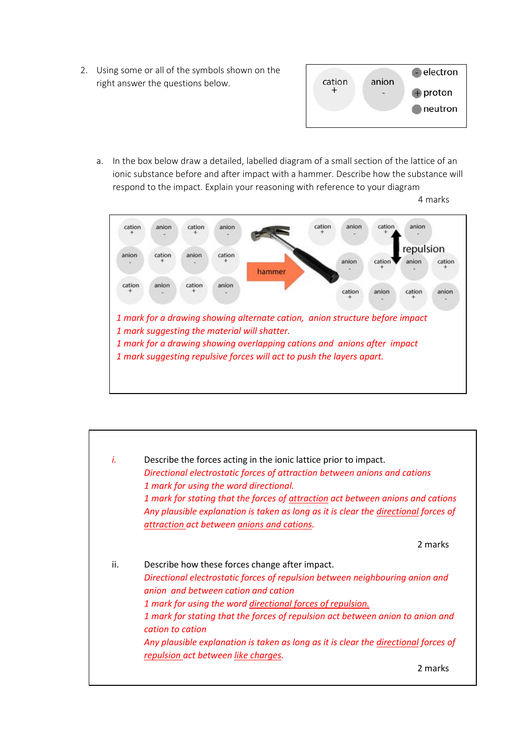2. Using some or all of the symbols shown on the right answer the questions below.

cation + | anion - | electron | proton | neutron

a. In the box below draw a detailed, labelled diagram of a small section of the lattice of an ionic substance before and after impact with a hammer. Describe how the substance will respond to the impact. Explain your reasoning with reference to your diagram

4 marks

*1 mark for a drawing showing alternate cation, anion structure before impact*
*1 mark suggesting the material will shatter.*
*1 mark for a drawing showing overlapping cations and anions after impact*
*1 mark suggesting repulsive forces will act to push the layers apart.*

i. Describe the forces acting in the ionic lattice prior to impact.
*Directional electrostatic forces of attraction between anions and cations*
*1 mark for using the word directional.*
*1 mark for stating that the forces of attraction act between anions and cations*
*Any plausible explanation is taken as long as it is clear the directional forces of attraction act between anions and cations.*

2 marks

ii. Describe how these forces change after impact.
*Directional electrostatic forces of repulsion between neighbouring anion and anion and between cation and cation*
*1 mark for using the word directional forces of repulsion.*
*1 mark for stating that the forces of repulsion act between anion to anion and cation to cation*
*Any plausible explanation is taken as long as it is clear the directional forces of repulsion act between like charges.*

2 marks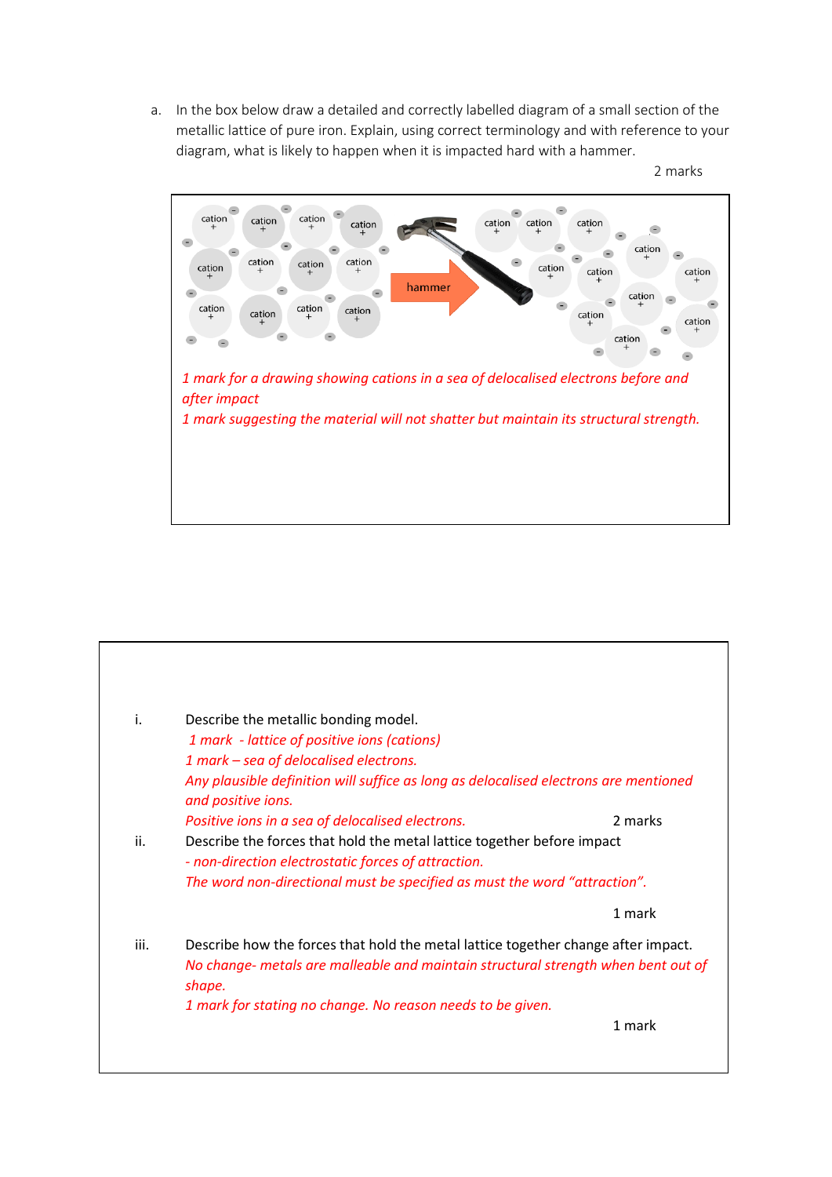a. In the box below draw a detailed and correctly labelled diagram of a small section of the metallic lattice of pure iron. Explain, using correct terminology and with reference to your diagram, what is likely to happen when it is impacted hard with a hammer.

2 marks

*1 mark for a drawing showing cations in a sea of delocalised electrons before and after impact*

*1 mark suggesting the material will not shatter but maintain its structural strength.*

i. Describe the metallic bonding model.

*1 mark - lattice of positive ions (cations)*

*1 mark – sea of delocalised electrons.*

*Any plausible definition will suffice as long as delocalised electrons are mentioned and positive ions.*

*Positive ions in a sea of delocalised electrons.*

2 marks

ii. Describe the forces that hold the metal lattice together before impact

*- non-direction electrostatic forces of attraction.*

*The word non-directional must be specified as must the word "attraction".*

1 mark

iii. Describe how the forces that hold the metal lattice together change after impact.

*No change- metals are malleable and maintain structural strength when bent out of shape.*

*1 mark for stating no change. No reason needs to be given.*

1 mark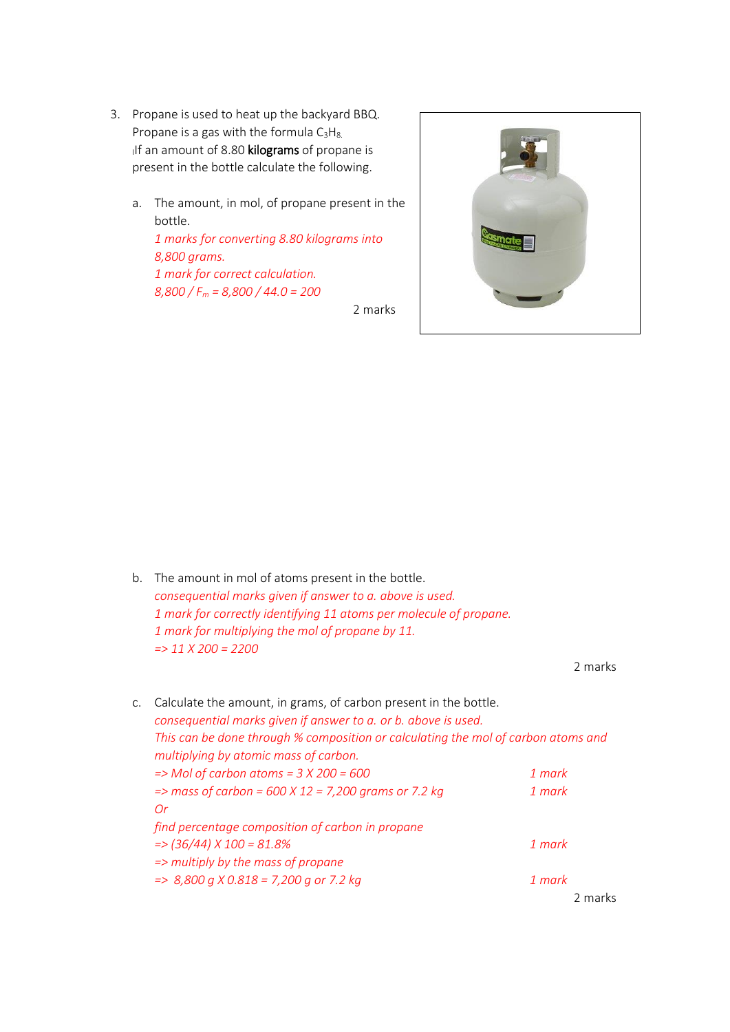3. Propane is used to heat up the backyard BBQ. Propane is a gas with the formula $C_3H_8$. If an amount of 8.80 **kilograms** of propane is present in the bottle calculate the following.

   a. The amount, in mol, of propane present in the bottle.

   *1 marks for converting 8.80 kilograms into 8,800 grams.*
   *1 mark for correct calculation.*
   *8,800 / $F_m$ = 8,800 / 44.0 = 200*

   2 marks

   b. The amount in mol of atoms present in the bottle.

   *consequential marks given if answer to a. above is used.*
   *1 mark for correctly identifying 11 atoms per molecule of propane.*
   *1 mark for multiplying the mol of propane by 11.*
   *=> 11 X 200 = 2200*

   2 marks

   c. Calculate the amount, in grams, of carbon present in the bottle.

   *consequential marks given if answer to a. or b. above is used.*
   *This can be done through % composition or calculating the mol of carbon atoms and multiplying by atomic mass of carbon.*
   *=> Mol of carbon atoms = 3 X 200 = 600* — *1 mark*
   *=> mass of carbon = 600 X 12 = 7,200 grams or 7.2 kg* — *1 mark*
   *Or*
   *find percentage composition of carbon in propane*
   *=> (36/44) X 100 = 81.8%* — *1 mark*
   *=> multiply by the mass of propane*
   *=> 8,800 g X 0.818 = 7,200 g or 7.2 kg* — *1 mark*

   2 marks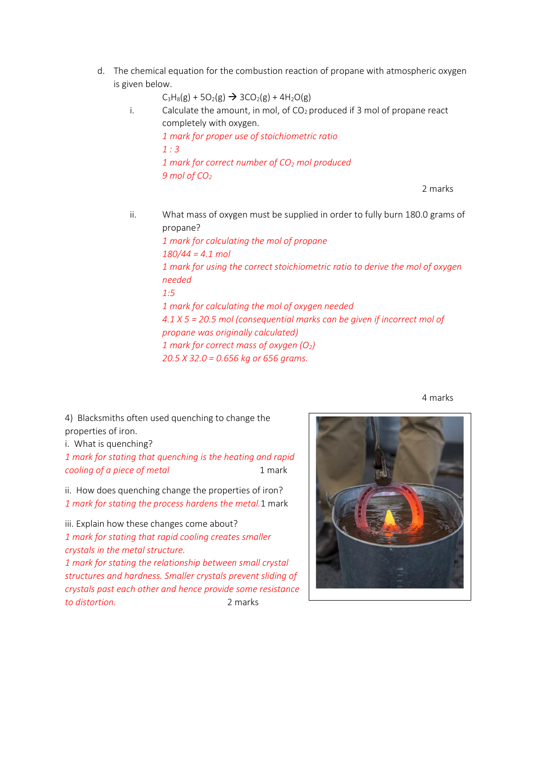d. The chemical equation for the combustion reaction of propane with atmospheric oxygen is given below.

$C_3H_8(g) + 5O_2(g) \rightarrow 3CO_2(g) + 4H_2O(g)$

i. Calculate the amount, in mol, of $CO_2$ produced if 3 mol of propane react completely with oxygen.

*1 mark for proper use of stoichiometric ratio*

*1 : 3*

*1 mark for correct number of $CO_2$ mol produced*

*9 mol of $CO_2$*

2 marks

ii. What mass of oxygen must be supplied in order to fully burn 180.0 grams of propane?

*1 mark for calculating the mol of propane*

*180/44 = 4.1 mol*

*1 mark for using the correct stoichiometric ratio to derive the mol of oxygen needed*

*1:5*

*1 mark for calculating the mol of oxygen needed*

*4.1 X 5 = 20.5 mol (consequential marks can be given if incorrect mol of propane was originally calculated)*

*1 mark for correct mass of oxygen ($O_2$)*

*20.5 X 32.0 = 0.656 kg or 656 grams.*

4 marks

4) Blacksmiths often used quenching to change the properties of iron.

i. What is quenching?

*1 mark for stating that quenching is the heating and rapid cooling of a piece of metal* 1 mark

ii. How does quenching change the properties of iron?

*1 mark for stating the process hardens the metal.* 1 mark

iii. Explain how these changes come about?

*1 mark for stating that rapid cooling creates smaller crystals in the metal structure.*

*1 mark for stating the relationship between small crystal structures and hardness. Smaller crystals prevent sliding of crystals past each other and hence provide some resistance to distortion.* 2 marks